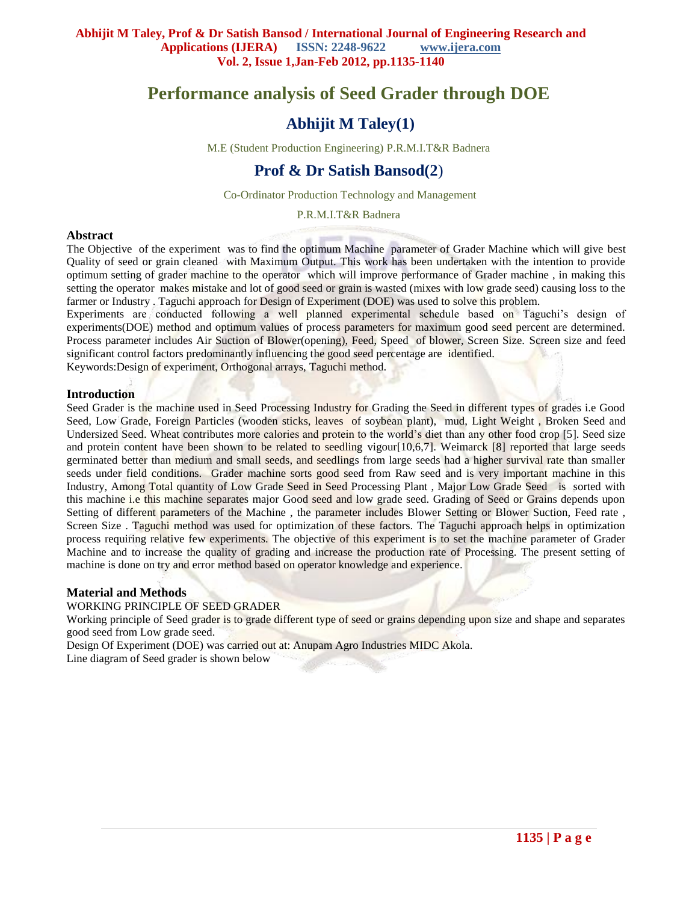# Performance analysis of Seed Grader through DOE

## Abhijit M Taley(1)

M.E (Student Production Engineering) P.R.M.I.T&R Badnera

## Prof & Dr Satish Bansod(2)

Co-Ordinator Production Technology and Management

P.R.M.I.T&R Badnera

### Abstract

The Objective of the experiment was to find the optimum Machine parameter of Grader Machine which will give best Quality of seed or grain cleaned with Maximum Output. This work has been undertaken with the intention to provide optimum setting of grader machine to the operator which will improve performance of Grader machine , in making this setting the operator makes mistake and lot of good seed or grain is wasted (mixes with low grade seed) causing loss to the farmer or Industry . Taguchi approach for Design of Experiment (DOE) was used to solve this problem.

Experiments are conducted following a well planned experimental schedule based on Taguchi's design of experiments(DOE) method and optimum values of process parameters for maximum good seed percent are determined. Process parameter includes Air Suction of Blower(opening), Feed, Speed of blower, Screen Size. Screen size and feed significant control factors predominantly influencing the good seed percentage are identified.

Keywords:Design of experiment, Orthogonal arrays, Taguchi method.

### Introduction

Seed Grader is the machine used in Seed Processing Industry for Grading the Seed in different types of grades i.e Good Seed, Low Grade, Foreign Particles (wooden sticks, leaves of soybean plant), mud, Light Weight , Broken Seed and Undersized Seed. Wheat contributes more calories and protein to the world's diet than any other food crop [5]. Seed size and protein content have been shown to be related to seedling vigour[10,6,7]. Weimarck [8] reported that large seeds germinated better than medium and small seeds, and seedlings from large seeds had a higher survival rate than smaller seeds under field conditions. Grader machine sorts good seed from Raw seed and is very important machine in this Industry, Among Total quantity of Low Grade Seed in Seed Processing Plant , Major Low Grade Seed is sorted with this machine i.e this machine separates major Good seed and low grade seed. Grading of Seed or Grains depends upon Setting of different parameters of the Machine , the parameter includes Blower Setting or Blower Suction, Feed rate , Screen Size . Taguchi method was used for optimization of these factors. The Taguchi approach helps in optimization process requiring relative few experiments. The objective of this experiment is to set the machine parameter of Grader Machine and to increase the quality of grading and increase the production rate of Processing. The present setting of machine is done on try and error method based on operator knowledge and experience.

### Material and Methods

WORKING PRINCIPLE OF SEED GRADER

Working principle of Seed grader is to grade different type of seed or grains depending upon size and shape and separates good seed from Low grade seed.

Design Of Experiment (DOE) was carried out at: Anupam Agro Industries MIDC Akola.

Line diagram of Seed grader is shown below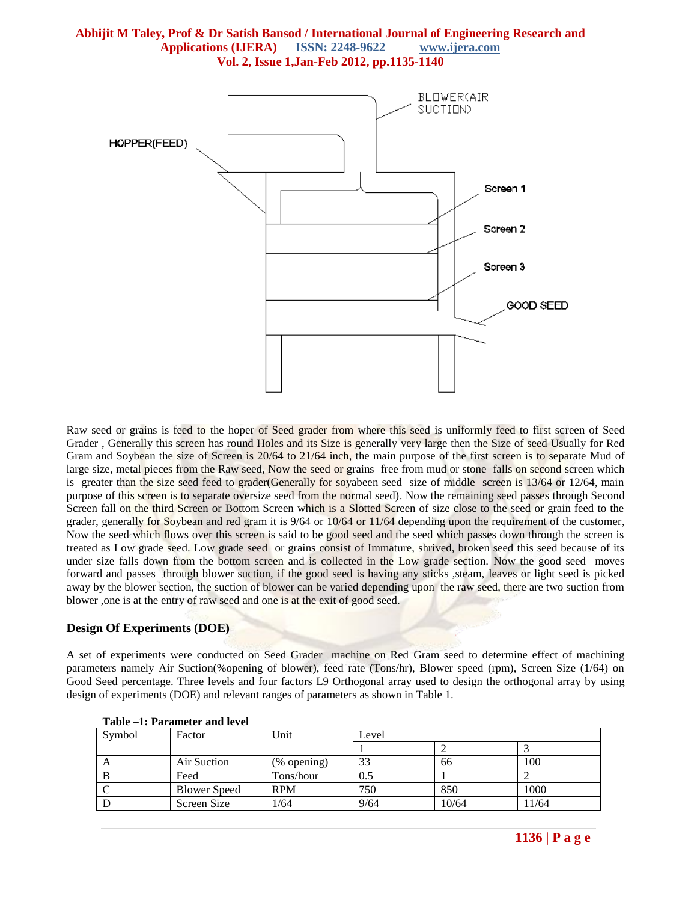Raw seed or grains is feed to the hoper of Seed grader from where this seed is uniformly feed to first screen of Seed Grader , Generally this screen has round Holes and its Size is generally very large then the Size of seed Usually for Red Gram and Soybean the size of Screen is 20/64 to 21/64 inch, the main purpose of the first screen is to separate Mud of large size, metal pieces from the Raw seed, Now the seed or grains free from mud or stone falls on second screen which is greater than the size seed feed to grader(Generally for soyabeen seed size of middle screen is 13/64 or 12/64, main purpose of this screen is to separate oversize seed from the normal seed). Now the remaining seed passes through Second Screen fall on the third Screen or Bottom Screen which is a Slotted Screen of size close to the seed or grain feed to the grader, generally for Soybean and red gram it is 9/64 or 10/64 or 11/64 depending upon the requirement of the customer, Now the seed which flows over this screen is said to be good seed and the seed which passes down through the screen is treated as Low grade seed. Low grade seed or grains consist of Immature, shrived, broken seed this seed because of its under size falls down from the bottom screen and is collected in the Low grade section. Now the good seed moves forward and passes through blower suction, if the good seed is having any sticks ,steam, leaves or light seed is picked away by the blower section, the suction of blower can be varied depending upon the raw seed, there are two suction from blower ,one is at the entry of raw seed and one is at the exit of good seed.

## Design Of Experiments (DOE)

A set of experiments were conducted on Seed Grader machine on Red Gram seed to determine effect of machining parameters namely Air Suction(%opening of blower), feed rate (Tons/hr), Blower speed (rpm), Screen Size (1/64) on Good Seed percentage. Three levels and four factors L9 Orthogonal array used to design the orthogonal array by using design of experiments (DOE) and relevant ranges of parameters as shown in Table 1.

**Table –1: Parameter and level**

| Symbol | Factor | Unit | Level | | |
|---|---|---|---|---|---|
| | | | 1 | 2 | 3 |
| A | Air Suction | (% opening) | 33 | 66 | 100 |
| B | Feed | Tons/hour | 0.5 | 1 | 2 |
| C | Blower Speed | RPM | 750 | 850 | 1000 |
| D | Screen Size | 1/64 | 9/64 | 10/64 | 11/64 |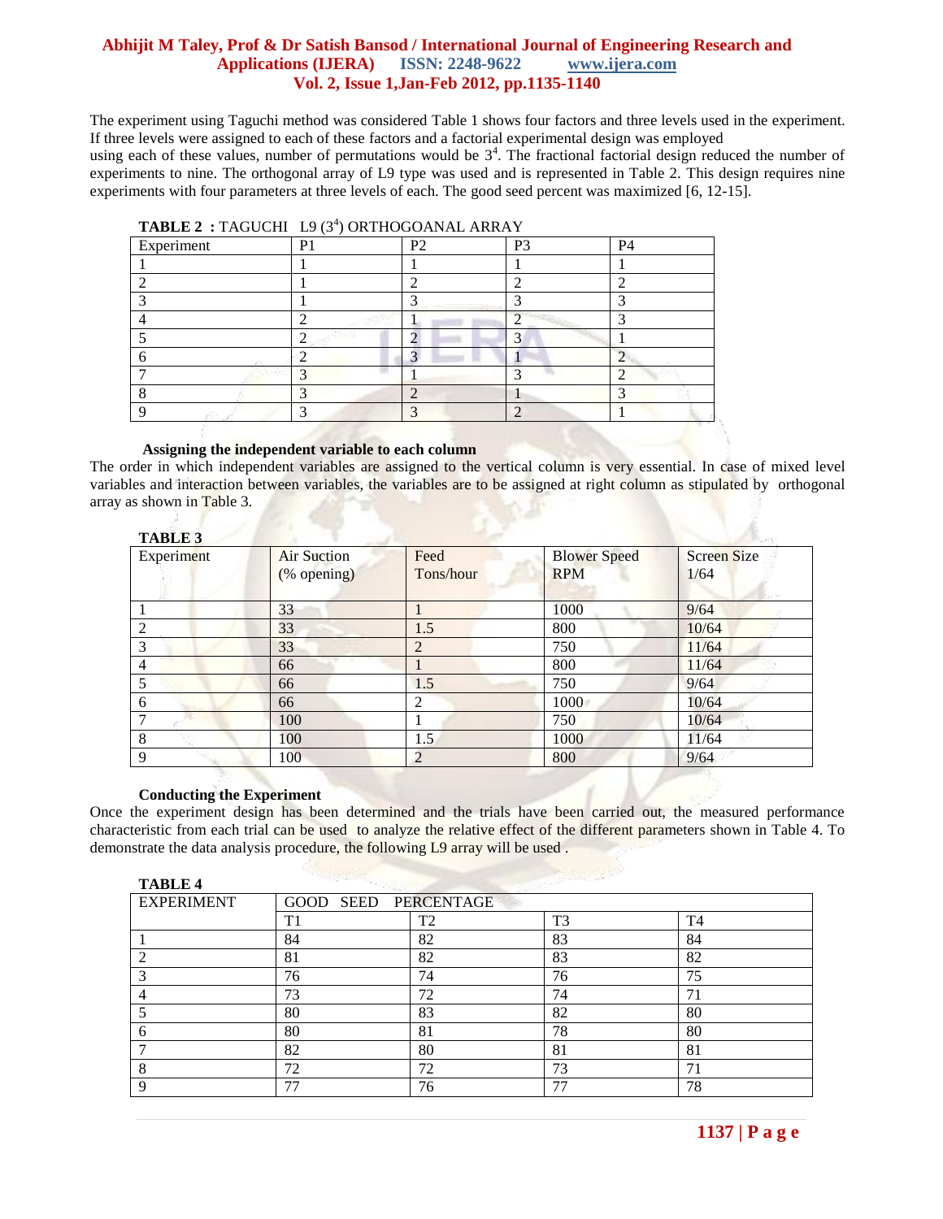The experiment using Taguchi method was considered Table 1 shows four factors and three levels used in the experiment. If three levels were assigned to each of these factors and a factorial experimental design was employed using each of these values, number of permutations would be $3^4$. The fractional factorial design reduced the number of experiments to nine. The orthogonal array of L9 type was used and is represented in Table 2. This design requires nine experiments with four parameters at three levels of each. The good seed percent was maximized [6, 12-15].

**TABLE 2 :** TAGUCHI L9 ($3^4$) ORTHOGOANAL ARRAY

| Experiment | P1 | P2 | P3 | P4 |
|---|---|---|---|---|
| 1 | 1 | 1 | 1 | 1 |
| 2 | 1 | 2 | 2 | 2 |
| 3 | 1 | 3 | 3 | 3 |
| 4 | 2 | 1 | 2 | 3 |
| 5 | 2 | 2 | 3 | 1 |
| 6 | 2 | 3 | 1 | 2 |
| 7 | 3 | 1 | 3 | 2 |
| 8 | 3 | 2 | 1 | 3 |
| 9 | 3 | 3 | 2 | 1 |

**Assigning the independent variable to each column**

The order in which independent variables are assigned to the vertical column is very essential. In case of mixed level variables and interaction between variables, the variables are to be assigned at right column as stipulated by orthogonal array as shown in Table 3.

**TABLE 3**

| Experiment | Air Suction (% opening) | Feed Tons/hour | Blower Speed RPM | Screen Size 1/64 |
|---|---|---|---|---|
| 1 | 33 | 1 | 1000 | 9/64 |
| 2 | 33 | 1.5 | 800 | 10/64 |
| 3 | 33 | 2 | 750 | 11/64 |
| 4 | 66 | 1 | 800 | 11/64 |
| 5 | 66 | 1.5 | 750 | 9/64 |
| 6 | 66 | 2 | 1000 | 10/64 |
| 7 | 100 | 1 | 750 | 10/64 |
| 8 | 100 | 1.5 | 1000 | 11/64 |
| 9 | 100 | 2 | 800 | 9/64 |

**Conducting the Experiment**

Once the experiment design has been determined and the trials have been carried out, the measured performance characteristic from each trial can be used to analyze the relative effect of the different parameters shown in Table 4. To demonstrate the data analysis procedure, the following L9 array will be used .

**TABLE 4**

| EXPERIMENT | GOOD SEED PERCENTAGE | | | |
|---|---|---|---|---|
| | T1 | T2 | T3 | T4 |
| 1 | 84 | 82 | 83 | 84 |
| 2 | 81 | 82 | 83 | 82 |
| 3 | 76 | 74 | 76 | 75 |
| 4 | 73 | 72 | 74 | 71 |
| 5 | 80 | 83 | 82 | 80 |
| 6 | 80 | 81 | 78 | 80 |
| 7 | 82 | 80 | 81 | 81 |
| 8 | 72 | 72 | 73 | 71 |
| 9 | 77 | 76 | 77 | 78 |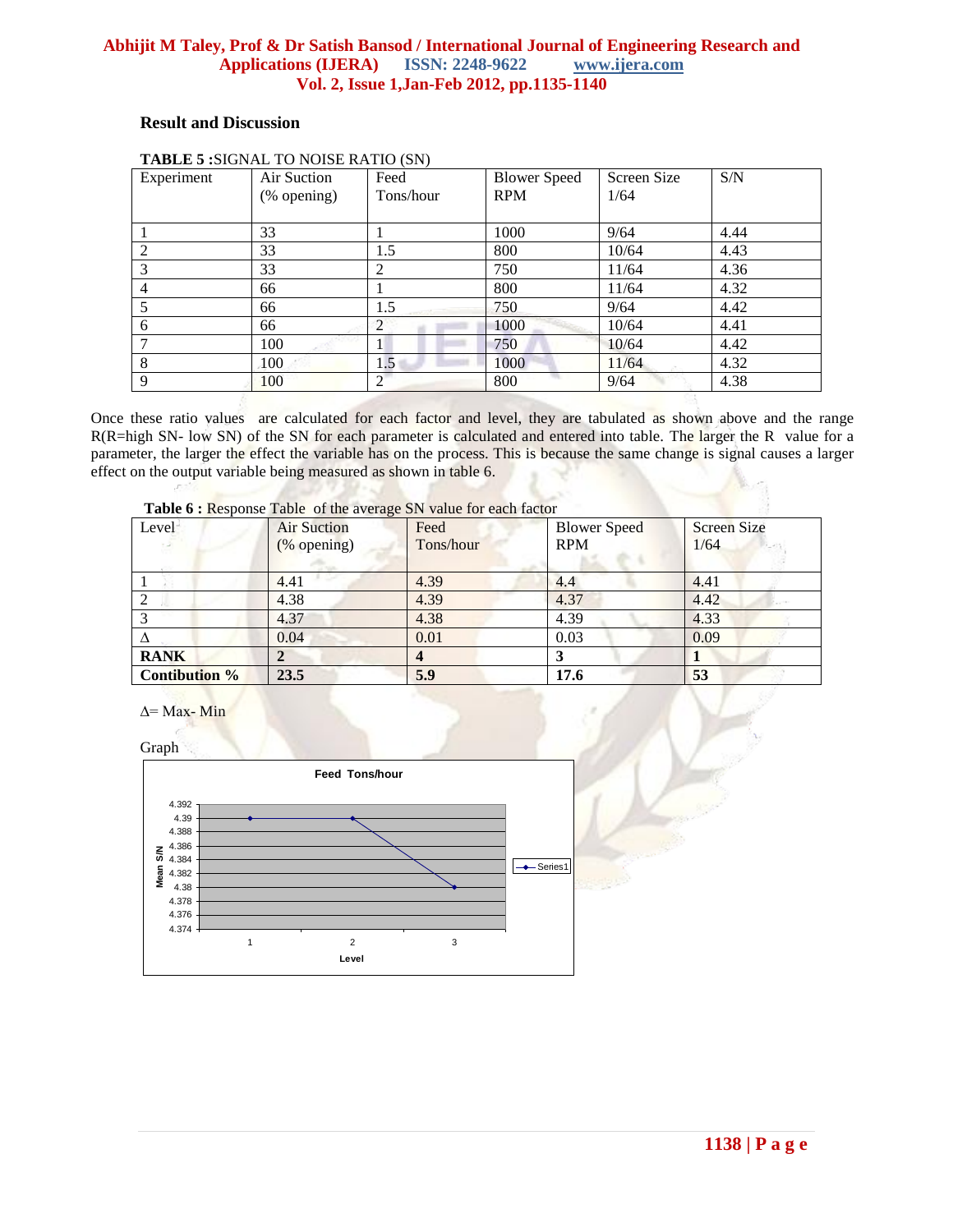## Result and Discussion

**TABLE 5 :**SIGNAL TO NOISE RATIO (SN)

| Experiment | Air Suction (% opening) | Feed Tons/hour | Blower Speed RPM | Screen Size 1/64 | S/N |
|---|---|---|---|---|---|
| 1 | 33 | 1 | 1000 | 9/64 | 4.44 |
| 2 | 33 | 1.5 | 800 | 10/64 | 4.43 |
| 3 | 33 | 2 | 750 | 11/64 | 4.36 |
| 4 | 66 | 1 | 800 | 11/64 | 4.32 |
| 5 | 66 | 1.5 | 750 | 9/64 | 4.42 |
| 6 | 66 | 2 | 1000 | 10/64 | 4.41 |
| 7 | 100 | 1 | 750 | 10/64 | 4.42 |
| 8 | 100 | 1.5 | 1000 | 11/64 | 4.32 |
| 9 | 100 | 2 | 800 | 9/64 | 4.38 |

Once these ratio values are calculated for each factor and level, they are tabulated as shown above and the range R(R=high SN- low SN) of the SN for each parameter is calculated and entered into table. The larger the R value for a parameter, the larger the effect the variable has on the process. This is because the same change is signal causes a larger effect on the output variable being measured as shown in table 6.

**Table 6 :** Response Table of the average SN value for each factor

| Level | Air Suction (% opening) | Feed Tons/hour | Blower Speed RPM | Screen Size 1/64 |
|---|---|---|---|---|
| 1 | 4.41 | 4.39 | 4.4 | 4.41 |
| 2 | 4.38 | 4.39 | 4.37 | 4.42 |
| 3 | 4.37 | 4.38 | 4.39 | 4.33 |
| Δ | 0.04 | 0.01 | 0.03 | 0.09 |
| **RANK** | **2** | **4** | **3** | **1** |
| **Contibution %** | **23.5** | **5.9** | **17.6** | **53** |

Δ= Max- Min

Graph

**Feed Tons/hour**

| Level | Mean S/N (Series1) |
|---|---|
| 1 | 4.39 |
| 2 | 4.39 |
| 3 | 4.38 |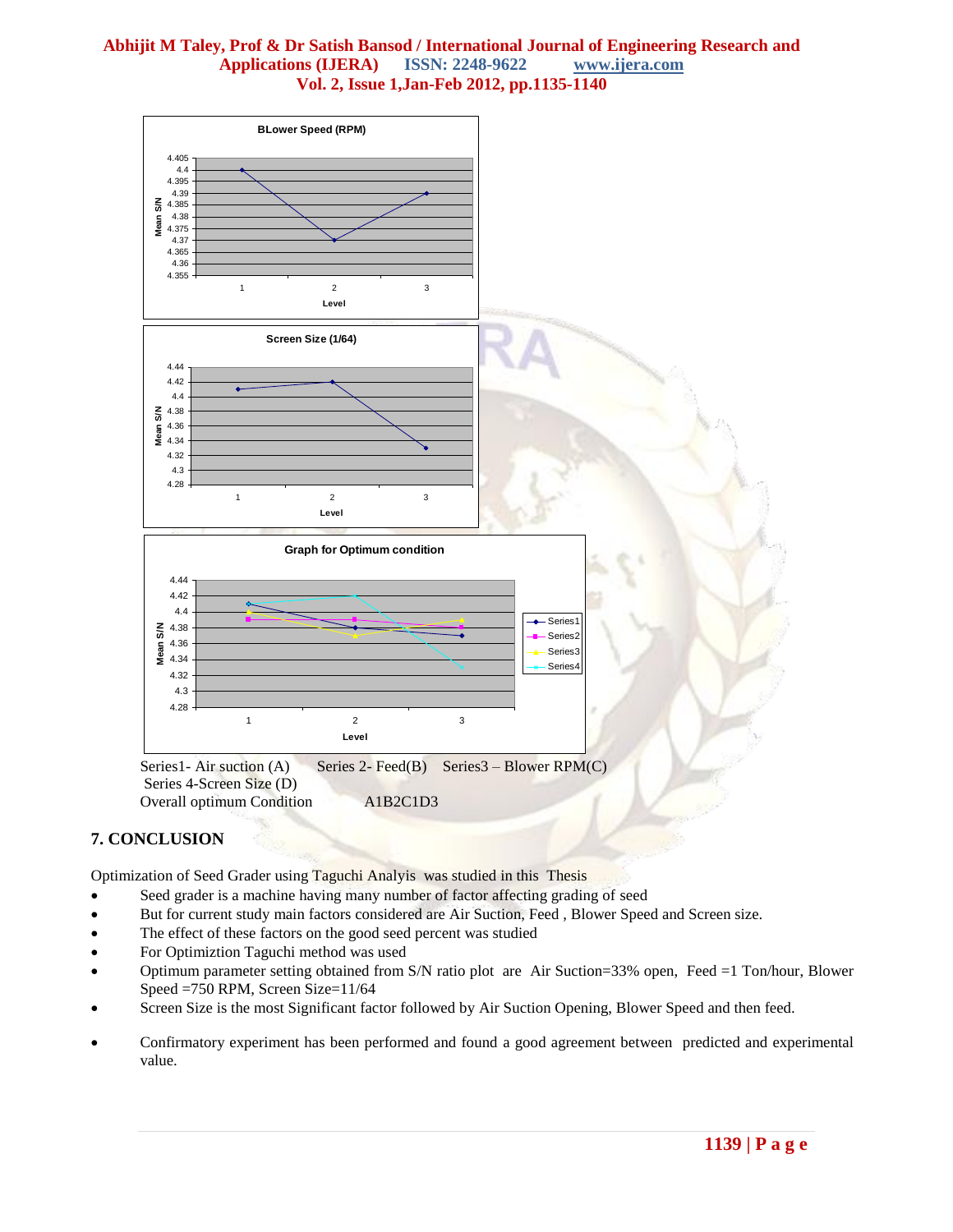Series1- Air suction (A)  Series 2- Feed(B)  Series3 – Blower RPM(C)
Series 4-Screen Size (D)
Overall optimum Condition  A1B2C1D3

## 7. CONCLUSION

Optimization of Seed Grader using Taguchi Analyis was studied in this Thesis

- Seed grader is a machine having many number of factor affecting grading of seed
- But for current study main factors considered are Air Suction, Feed , Blower Speed and Screen size.
- The effect of these factors on the good seed percent was studied
- For Optimiztion Taguchi method was used
- Optimum parameter setting obtained from S/N ratio plot are Air Suction=33% open, Feed =1 Ton/hour, Blower Speed =750 RPM, Screen Size=11/64
- Screen Size is the most Significant factor followed by Air Suction Opening, Blower Speed and then feed.
- Confirmatory experiment has been performed and found a good agreement between predicted and experimental value.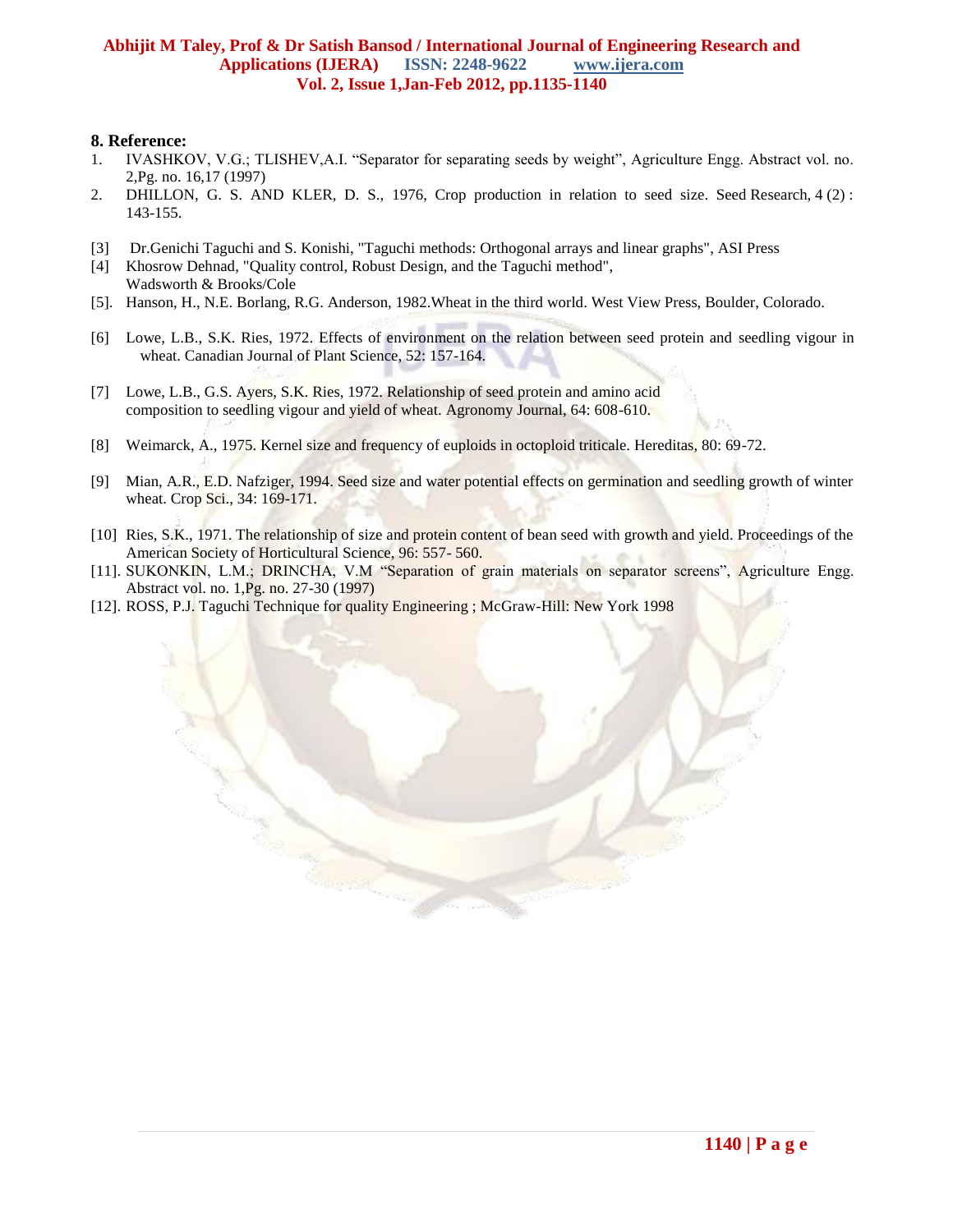### 8. Reference:

1. IVASHKOV, V.G.; TLISHEV,A.I. "Separator for separating seeds by weight", Agriculture Engg. Abstract vol. no. 2,Pg. no. 16,17 (1997)
2. DHILLON, G. S. AND KLER, D. S., 1976, Crop production in relation to seed size. Seed Research, 4 (2) : 143-155.

[3] Dr.Genichi Taguchi and S. Konishi, "Taguchi methods: Orthogonal arrays and linear graphs", ASI Press

[4] Khosrow Dehnad, "Quality control, Robust Design, and the Taguchi method", Wadsworth & Brooks/Cole

[5]. Hanson, H., N.E. Borlang, R.G. Anderson, 1982.Wheat in the third world. West View Press, Boulder, Colorado.

[6] Lowe, L.B., S.K. Ries, 1972. Effects of environment on the relation between seed protein and seedling vigour in wheat. Canadian Journal of Plant Science, 52: 157-164.

[7] Lowe, L.B., G.S. Ayers, S.K. Ries, 1972. Relationship of seed protein and amino acid composition to seedling vigour and yield of wheat. Agronomy Journal, 64: 608-610.

[8] Weimarck, A., 1975. Kernel size and frequency of euploids in octoploid triticale. Hereditas, 80: 69-72.

[9] Mian, A.R., E.D. Nafziger, 1994. Seed size and water potential effects on germination and seedling growth of winter wheat. Crop Sci., 34: 169-171.

[10] Ries, S.K., 1971. The relationship of size and protein content of bean seed with growth and yield. Proceedings of the American Society of Horticultural Science, 96: 557- 560.

[11]. SUKONKIN, L.M.; DRINCHA, V.M "Separation of grain materials on separator screens", Agriculture Engg. Abstract vol. no. 1,Pg. no. 27-30 (1997)

[12]. ROSS, P.J. Taguchi Technique for quality Engineering ; McGraw-Hill: New York 1998